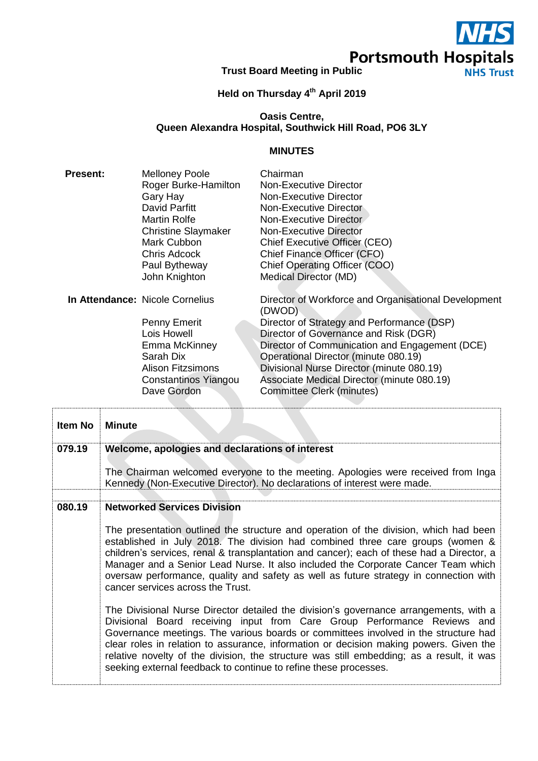NHS
Portsmouth Hospitals
NHS Trust

# Trust Board Meeting in Public

## Held on Thursday 4th April 2019

**Oasis Centre,**
**Queen Alexandra Hospital, Southwick Hill Road, PO6 3LY**

## MINUTES

| | | |
|---|---|---|
| **Present:** | Melloney Poole | Chairman |
| | Roger Burke-Hamilton | Non-Executive Director |
| | Gary Hay | Non-Executive Director |
| | David Parfitt | Non-Executive Director |
| | Martin Rolfe | Non-Executive Director |
| | Christine Slaymaker | Non-Executive Director |
| | Mark Cubbon | Chief Executive Officer (CEO) |
| | Chris Adcock | Chief Finance Officer (CFO) |
| | Paul Bytheway | Chief Operating Officer (COO) |
| | John Knighton | Medical Director (MD) |
| **In Attendance:** | Nicole Cornelius | Director of Workforce and Organisational Development (DWOD) |
| | Penny Emerit | Director of Strategy and Performance (DSP) |
| | Lois Howell | Director of Governance and Risk (DGR) |
| | Emma McKinney | Director of Communication and Engagement (DCE) |
| | Sarah Dix | Operational Director (minute 080.19) |
| | Alison Fitzsimons | Divisional Nurse Director (minute 080.19) |
| | Constantinos Yiangou | Associate Medical Director (minute 080.19) |
| | Dave Gordon | Committee Clerk (minutes) |

| Item No | Minute |
|---|---|
| **079.19** | **Welcome, apologies and declarations of interest**<br><br>The Chairman welcomed everyone to the meeting. Apologies were received from Inga Kennedy (Non-Executive Director). No declarations of interest were made. |
| | |
| **080.19** | **Networked Services Division**<br><br>The presentation outlined the structure and operation of the division, which had been established in July 2018. The division had combined three care groups (women & children's services, renal & transplantation and cancer); each of these had a Director, a Manager and a Senior Lead Nurse. It also included the Corporate Cancer Team which oversaw performance, quality and safety as well as future strategy in connection with cancer services across the Trust.<br><br>The Divisional Nurse Director detailed the division's governance arrangements, with a Divisional Board receiving input from Care Group Performance Reviews and Governance meetings. The various boards or committees involved in the structure had clear roles in relation to assurance, information or decision making powers. Given the relative novelty of the division, the structure was still embedding; as a result, it was seeking external feedback to continue to refine these processes. |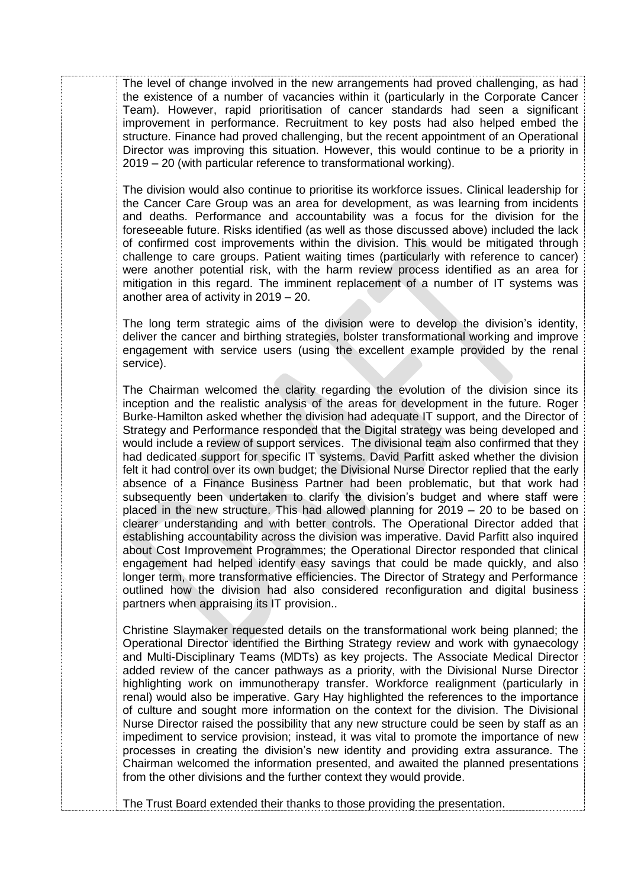The level of change involved in the new arrangements had proved challenging, as had the existence of a number of vacancies within it (particularly in the Corporate Cancer Team). However, rapid prioritisation of cancer standards had seen a significant improvement in performance. Recruitment to key posts had also helped embed the structure. Finance had proved challenging, but the recent appointment of an Operational Director was improving this situation. However, this would continue to be a priority in 2019 – 20 (with particular reference to transformational working).

The division would also continue to prioritise its workforce issues. Clinical leadership for the Cancer Care Group was an area for development, as was learning from incidents and deaths. Performance and accountability was a focus for the division for the foreseeable future. Risks identified (as well as those discussed above) included the lack of confirmed cost improvements within the division. This would be mitigated through challenge to care groups. Patient waiting times (particularly with reference to cancer) were another potential risk, with the harm review process identified as an area for mitigation in this regard. The imminent replacement of a number of IT systems was another area of activity in 2019 – 20.

The long term strategic aims of the division were to develop the division's identity, deliver the cancer and birthing strategies, bolster transformational working and improve engagement with service users (using the excellent example provided by the renal service).

The Chairman welcomed the clarity regarding the evolution of the division since its inception and the realistic analysis of the areas for development in the future. Roger Burke-Hamilton asked whether the division had adequate IT support, and the Director of Strategy and Performance responded that the Digital strategy was being developed and would include a review of support services. The divisional team also confirmed that they had dedicated support for specific IT systems. David Parfitt asked whether the division felt it had control over its own budget; the Divisional Nurse Director replied that the early absence of a Finance Business Partner had been problematic, but that work had subsequently been undertaken to clarify the division's budget and where staff were placed in the new structure. This had allowed planning for 2019 – 20 to be based on clearer understanding and with better controls. The Operational Director added that establishing accountability across the division was imperative. David Parfitt also inquired about Cost Improvement Programmes; the Operational Director responded that clinical engagement had helped identify easy savings that could be made quickly, and also longer term, more transformative efficiencies. The Director of Strategy and Performance outlined how the division had also considered reconfiguration and digital business partners when appraising its IT provision..

Christine Slaymaker requested details on the transformational work being planned; the Operational Director identified the Birthing Strategy review and work with gynaecology and Multi-Disciplinary Teams (MDTs) as key projects. The Associate Medical Director added review of the cancer pathways as a priority, with the Divisional Nurse Director highlighting work on immunotherapy transfer. Workforce realignment (particularly in renal) would also be imperative. Gary Hay highlighted the references to the importance of culture and sought more information on the context for the division. The Divisional Nurse Director raised the possibility that any new structure could be seen by staff as an impediment to service provision; instead, it was vital to promote the importance of new processes in creating the division's new identity and providing extra assurance. The Chairman welcomed the information presented, and awaited the planned presentations from the other divisions and the further context they would provide.

The Trust Board extended their thanks to those providing the presentation.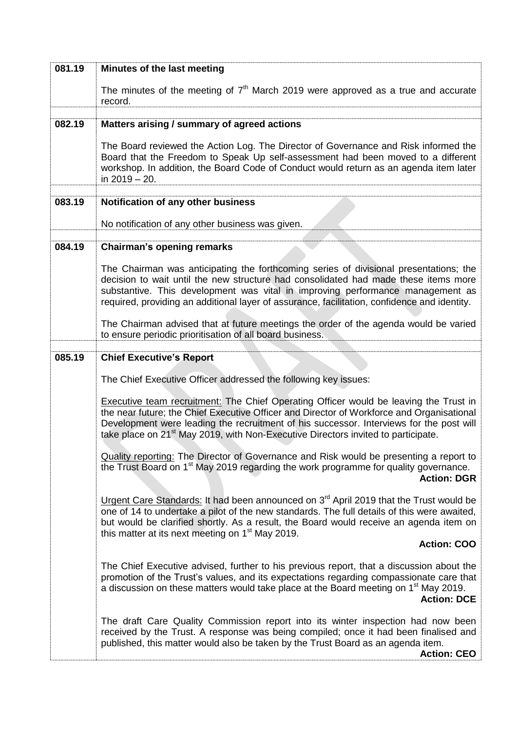| | |
|---|---|
| **081.19** | **Minutes of the last meeting** |
| | The minutes of the meeting of 7th March 2019 were approved as a true and accurate record. |
| **082.19** | **Matters arising / summary of agreed actions** |
| | The Board reviewed the Action Log. The Director of Governance and Risk informed the Board that the Freedom to Speak Up self-assessment had been moved to a different workshop. In addition, the Board Code of Conduct would return as an agenda item later in 2019 – 20. |
| **083.19** | **Notification of any other business** |
| | No notification of any other business was given. |
| **084.19** | **Chairman's opening remarks** |
| | The Chairman was anticipating the forthcoming series of divisional presentations; the decision to wait until the new structure had consolidated had made these items more substantive. This development was vital in improving performance management as required, providing an additional layer of assurance, facilitation, confidence and identity.<br><br>The Chairman advised that at future meetings the order of the agenda would be varied to ensure periodic prioritisation of all board business. |
| **085.19** | **Chief Executive's Report** |
| | The Chief Executive Officer addressed the following key issues:<br><br><u>Executive team recruitment:</u> The Chief Operating Officer would be leaving the Trust in the near future; the Chief Executive Officer and Director of Workforce and Organisational Development were leading the recruitment of his successor. Interviews for the post will take place on 21st May 2019, with Non-Executive Directors invited to participate.<br><br><u>Quality reporting:</u> The Director of Governance and Risk would be presenting a report to the Trust Board on 1st May 2019 regarding the work programme for quality governance.<br>**Action: DGR**<br><br><u>Urgent Care Standards:</u> It had been announced on 3rd April 2019 that the Trust would be one of 14 to undertake a pilot of the new standards. The full details of this were awaited, but would be clarified shortly. As a result, the Board would receive an agenda item on this matter at its next meeting on 1st May 2019.<br>**Action: COO**<br><br>The Chief Executive advised, further to his previous report, that a discussion about the promotion of the Trust's values, and its expectations regarding compassionate care that a discussion on these matters would take place at the Board meeting on 1st May 2019.<br>**Action: DCE**<br><br>The draft Care Quality Commission report into its winter inspection had now been received by the Trust. A response was being compiled; once it had been finalised and published, this matter would also be taken by the Trust Board as an agenda item.<br>**Action: CEO** |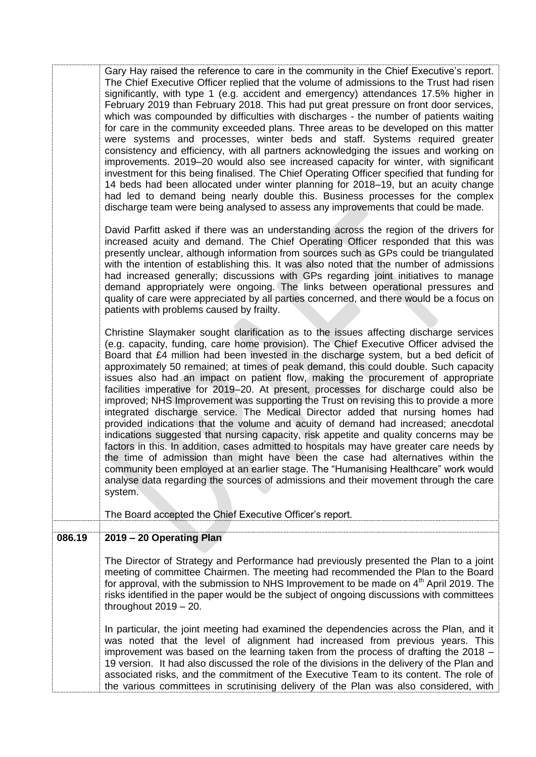| | |
|---|---|
| | Gary Hay raised the reference to care in the community in the Chief Executive's report. The Chief Executive Officer replied that the volume of admissions to the Trust had risen significantly, with type 1 (e.g. accident and emergency) attendances 17.5% higher in February 2019 than February 2018. This had put great pressure on front door services, which was compounded by difficulties with discharges - the number of patients waiting for care in the community exceeded plans. Three areas to be developed on this matter were systems and processes, winter beds and staff. Systems required greater consistency and efficiency, with all partners acknowledging the issues and working on improvements. 2019–20 would also see increased capacity for winter, with significant investment for this being finalised. The Chief Operating Officer specified that funding for 14 beds had been allocated under winter planning for 2018–19, but an acuity change had led to demand being nearly double this. Business processes for the complex discharge team were being analysed to assess any improvements that could be made.<br><br>David Parfitt asked if there was an understanding across the region of the drivers for increased acuity and demand. The Chief Operating Officer responded that this was presently unclear, although information from sources such as GPs could be triangulated with the intention of establishing this. It was also noted that the number of admissions had increased generally; discussions with GPs regarding joint initiatives to manage demand appropriately were ongoing. The links between operational pressures and quality of care were appreciated by all parties concerned, and there would be a focus on patients with problems caused by frailty.<br><br>Christine Slaymaker sought clarification as to the issues affecting discharge services (e.g. capacity, funding, care home provision). The Chief Executive Officer advised the Board that £4 million had been invested in the discharge system, but a bed deficit of approximately 50 remained; at times of peak demand, this could double. Such capacity issues also had an impact on patient flow, making the procurement of appropriate facilities imperative for 2019–20. At present, processes for discharge could also be improved; NHS Improvement was supporting the Trust on revising this to provide a more integrated discharge service. The Medical Director added that nursing homes had provided indications that the volume and acuity of demand had increased; anecdotal indications suggested that nursing capacity, risk appetite and quality concerns may be factors in this. In addition, cases admitted to hospitals may have greater care needs by the time of admission than might have been the case had alternatives within the community been employed at an earlier stage. The "Humanising Healthcare" work would analyse data regarding the sources of admissions and their movement through the care system.<br><br>The Board accepted the Chief Executive Officer's report. |
| **086.19** | **2019 – 20 Operating Plan**<br><br>The Director of Strategy and Performance had previously presented the Plan to a joint meeting of committee Chairmen. The meeting had recommended the Plan to the Board for approval, with the submission to NHS Improvement to be made on 4th April 2019. The risks identified in the paper would be the subject of ongoing discussions with committees throughout 2019 – 20.<br><br>In particular, the joint meeting had examined the dependencies across the Plan, and it was noted that the level of alignment had increased from previous years. This improvement was based on the learning taken from the process of drafting the 2018 – 19 version. It had also discussed the role of the divisions in the delivery of the Plan and associated risks, and the commitment of the Executive Team to its content. The role of the various committees in scrutinising delivery of the Plan was also considered, with |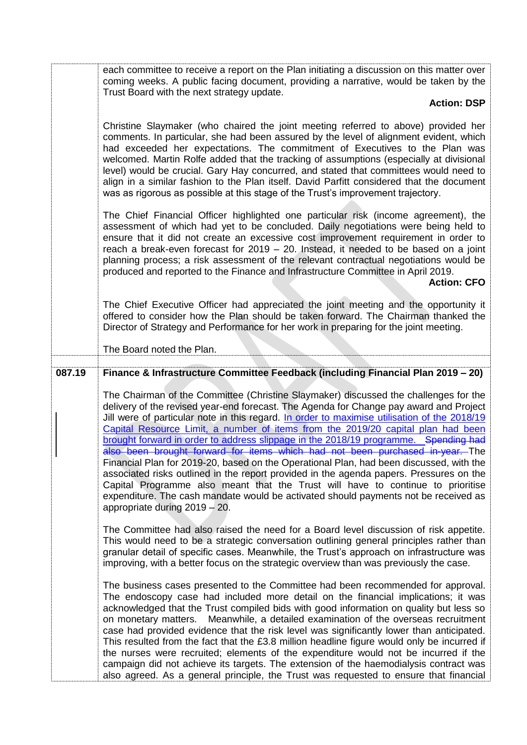each committee to receive a report on the Plan initiating a discussion on this matter over coming weeks. A public facing document, providing a narrative, would be taken by the Trust Board with the next strategy update.

**Action: DSP**

Christine Slaymaker (who chaired the joint meeting referred to above) provided her comments. In particular, she had been assured by the level of alignment evident, which had exceeded her expectations. The commitment of Executives to the Plan was welcomed. Martin Rolfe added that the tracking of assumptions (especially at divisional level) would be crucial. Gary Hay concurred, and stated that committees would need to align in a similar fashion to the Plan itself. David Parfitt considered that the document was as rigorous as possible at this stage of the Trust's improvement trajectory.

The Chief Financial Officer highlighted one particular risk (income agreement), the assessment of which had yet to be concluded. Daily negotiations were being held to ensure that it did not create an excessive cost improvement requirement in order to reach a break-even forecast for 2019 – 20. Instead, it needed to be based on a joint planning process; a risk assessment of the relevant contractual negotiations would be produced and reported to the Finance and Infrastructure Committee in April 2019.

**Action: CFO**

The Chief Executive Officer had appreciated the joint meeting and the opportunity it offered to consider how the Plan should be taken forward. The Chairman thanked the Director of Strategy and Performance for her work in preparing for the joint meeting.

The Board noted the Plan.

| | |
|---|---|
| **087.19** | **Finance & Infrastructure Committee Feedback (including Financial Plan 2019 – 20)** |

The Chairman of the Committee (Christine Slaymaker) discussed the challenges for the delivery of the revised year-end forecast. The Agenda for Change pay award and Project Jill were of particular note in this regard. In order to maximise utilisation of the 2018/19 Capital Resource Limit, a number of items from the 2019/20 capital plan had been brought forward in order to address slippage in the 2018/19 programme. ~~Spending had also been brought forward for items which had not been purchased in-year.~~ The Financial Plan for 2019-20, based on the Operational Plan, had been discussed, with the associated risks outlined in the report provided in the agenda papers. Pressures on the Capital Programme also meant that the Trust will have to continue to prioritise expenditure. The cash mandate would be activated should payments not be received as appropriate during 2019 – 20.

The Committee had also raised the need for a Board level discussion of risk appetite. This would need to be a strategic conversation outlining general principles rather than granular detail of specific cases. Meanwhile, the Trust's approach on infrastructure was improving, with a better focus on the strategic overview than was previously the case.

The business cases presented to the Committee had been recommended for approval. The endoscopy case had included more detail on the financial implications; it was acknowledged that the Trust compiled bids with good information on quality but less so on monetary matters. Meanwhile, a detailed examination of the overseas recruitment case had provided evidence that the risk level was significantly lower than anticipated. This resulted from the fact that the £3.8 million headline figure would only be incurred if the nurses were recruited; elements of the expenditure would not be incurred if the campaign did not achieve its targets. The extension of the haemodialysis contract was also agreed. As a general principle, the Trust was requested to ensure that financial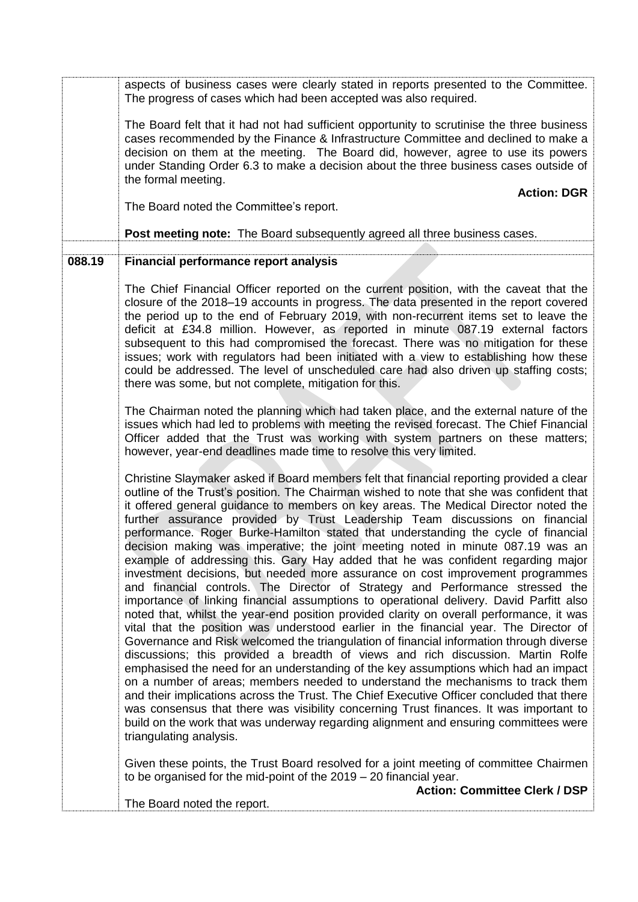|  |  |
|---|---|
|  | aspects of business cases were clearly stated in reports presented to the Committee. The progress of cases which had been accepted was also required.<br><br>The Board felt that it had not had sufficient opportunity to scrutinise the three business cases recommended by the Finance & Infrastructure Committee and declined to make a decision on them at the meeting. The Board did, however, agree to use its powers under Standing Order 6.3 to make a decision about the three business cases outside of the formal meeting.<br><br>**Action: DGR**<br><br>The Board noted the Committee's report.<br><br>**Post meeting note:** The Board subsequently agreed all three business cases. |
| **088.19** | **Financial performance report analysis**<br><br>The Chief Financial Officer reported on the current position, with the caveat that the closure of the 2018–19 accounts in progress. The data presented in the report covered the period up to the end of February 2019, with non-recurrent items set to leave the deficit at £34.8 million. However, as reported in minute 087.19 external factors subsequent to this had compromised the forecast. There was no mitigation for these issues; work with regulators had been initiated with a view to establishing how these could be addressed. The level of unscheduled care had also driven up staffing costs; there was some, but not complete, mitigation for this.<br><br>The Chairman noted the planning which had taken place, and the external nature of the issues which had led to problems with meeting the revised forecast. The Chief Financial Officer added that the Trust was working with system partners on these matters; however, year-end deadlines made time to resolve this very limited.<br><br>Christine Slaymaker asked if Board members felt that financial reporting provided a clear outline of the Trust's position. The Chairman wished to note that she was confident that it offered general guidance to members on key areas. The Medical Director noted the further assurance provided by Trust Leadership Team discussions on financial performance. Roger Burke-Hamilton stated that understanding the cycle of financial decision making was imperative; the joint meeting noted in minute 087.19 was an example of addressing this. Gary Hay added that he was confident regarding major investment decisions, but needed more assurance on cost improvement programmes and financial controls. The Director of Strategy and Performance stressed the importance of linking financial assumptions to operational delivery. David Parfitt also noted that, whilst the year-end position provided clarity on overall performance, it was vital that the position was understood earlier in the financial year. The Director of Governance and Risk welcomed the triangulation of financial information through diverse discussions; this provided a breadth of views and rich discussion. Martin Rolfe emphasised the need for an understanding of the key assumptions which had an impact on a number of areas; members needed to understand the mechanisms to track them and their implications across the Trust. The Chief Executive Officer concluded that there was consensus that there was visibility concerning Trust finances. It was important to build on the work that was underway regarding alignment and ensuring committees were triangulating analysis.<br><br>Given these points, the Trust Board resolved for a joint meeting of committee Chairmen to be organised for the mid-point of the 2019 – 20 financial year.<br><br>**Action: Committee Clerk / DSP**<br><br>The Board noted the report. |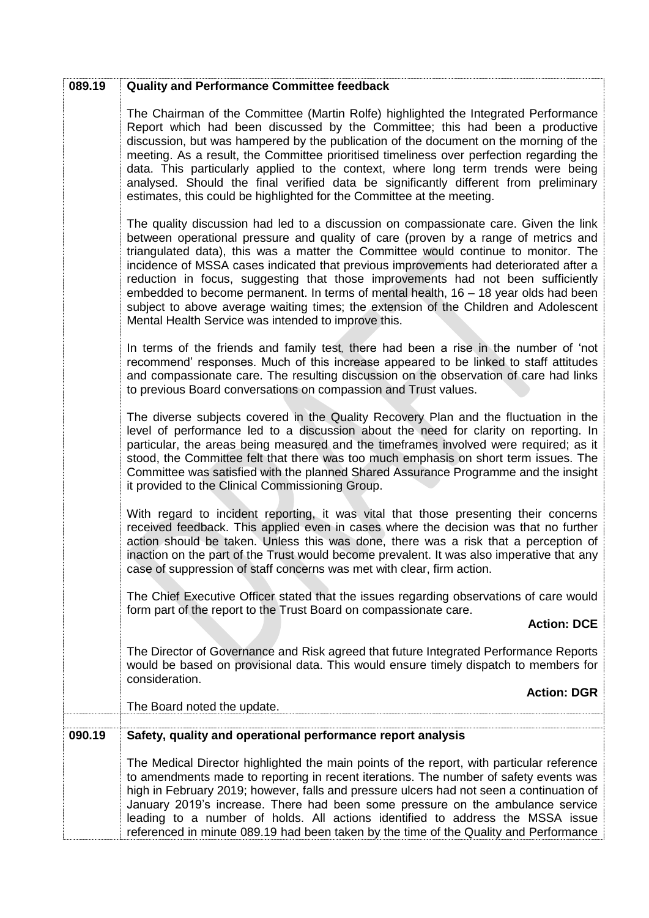| | |
|---|---|
| **089.19** | **Quality and Performance Committee feedback**<br><br>The Chairman of the Committee (Martin Rolfe) highlighted the Integrated Performance Report which had been discussed by the Committee; this had been a productive discussion, but was hampered by the publication of the document on the morning of the meeting. As a result, the Committee prioritised timeliness over perfection regarding the data. This particularly applied to the context, where long term trends were being analysed. Should the final verified data be significantly different from preliminary estimates, this could be highlighted for the Committee at the meeting.<br><br>The quality discussion had led to a discussion on compassionate care. Given the link between operational pressure and quality of care (proven by a range of metrics and triangulated data), this was a matter the Committee would continue to monitor. The incidence of MSSA cases indicated that previous improvements had deteriorated after a reduction in focus, suggesting that those improvements had not been sufficiently embedded to become permanent. In terms of mental health, 16 – 18 year olds had been subject to above average waiting times; the extension of the Children and Adolescent Mental Health Service was intended to improve this.<br><br>In terms of the friends and family test, there had been a rise in the number of 'not recommend' responses. Much of this increase appeared to be linked to staff attitudes and compassionate care. The resulting discussion on the observation of care had links to previous Board conversations on compassion and Trust values.<br><br>The diverse subjects covered in the Quality Recovery Plan and the fluctuation in the level of performance led to a discussion about the need for clarity on reporting. In particular, the areas being measured and the timeframes involved were required; as it stood, the Committee felt that there was too much emphasis on short term issues. The Committee was satisfied with the planned Shared Assurance Programme and the insight it provided to the Clinical Commissioning Group.<br><br>With regard to incident reporting, it was vital that those presenting their concerns received feedback. This applied even in cases where the decision was that no further action should be taken. Unless this was done, there was a risk that a perception of inaction on the part of the Trust would become prevalent. It was also imperative that any case of suppression of staff concerns was met with clear, firm action.<br><br>The Chief Executive Officer stated that the issues regarding observations of care would form part of the report to the Trust Board on compassionate care.<br>**Action: DCE**<br><br>The Director of Governance and Risk agreed that future Integrated Performance Reports would be based on provisional data. This would ensure timely dispatch to members for consideration.<br>**Action: DGR**<br><br>The Board noted the update. |
| **090.19** | **Safety, quality and operational performance report analysis**<br><br>The Medical Director highlighted the main points of the report, with particular reference to amendments made to reporting in recent iterations. The number of safety events was high in February 2019; however, falls and pressure ulcers had not seen a continuation of January 2019's increase. There had been some pressure on the ambulance service leading to a number of holds. All actions identified to address the MSSA issue referenced in minute 089.19 had been taken by the time of the Quality and Performance |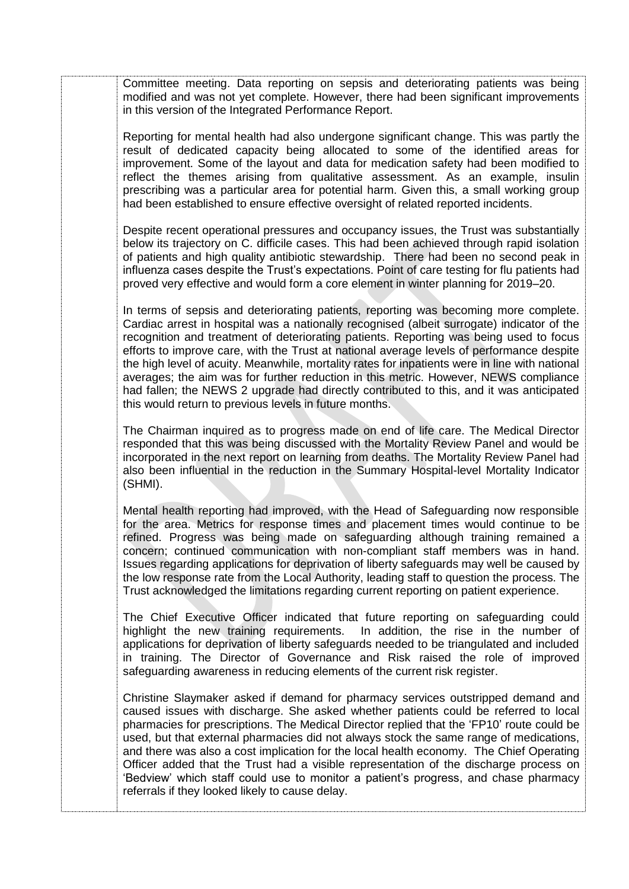Committee meeting. Data reporting on sepsis and deteriorating patients was being modified and was not yet complete. However, there had been significant improvements in this version of the Integrated Performance Report.

Reporting for mental health had also undergone significant change. This was partly the result of dedicated capacity being allocated to some of the identified areas for improvement. Some of the layout and data for medication safety had been modified to reflect the themes arising from qualitative assessment. As an example, insulin prescribing was a particular area for potential harm. Given this, a small working group had been established to ensure effective oversight of related reported incidents.

Despite recent operational pressures and occupancy issues, the Trust was substantially below its trajectory on C. difficile cases. This had been achieved through rapid isolation of patients and high quality antibiotic stewardship. There had been no second peak in influenza cases despite the Trust's expectations. Point of care testing for flu patients had proved very effective and would form a core element in winter planning for 2019–20.

In terms of sepsis and deteriorating patients, reporting was becoming more complete. Cardiac arrest in hospital was a nationally recognised (albeit surrogate) indicator of the recognition and treatment of deteriorating patients. Reporting was being used to focus efforts to improve care, with the Trust at national average levels of performance despite the high level of acuity. Meanwhile, mortality rates for inpatients were in line with national averages; the aim was for further reduction in this metric. However, NEWS compliance had fallen; the NEWS 2 upgrade had directly contributed to this, and it was anticipated this would return to previous levels in future months.

The Chairman inquired as to progress made on end of life care. The Medical Director responded that this was being discussed with the Mortality Review Panel and would be incorporated in the next report on learning from deaths. The Mortality Review Panel had also been influential in the reduction in the Summary Hospital-level Mortality Indicator (SHMI).

Mental health reporting had improved, with the Head of Safeguarding now responsible for the area. Metrics for response times and placement times would continue to be refined. Progress was being made on safeguarding although training remained a concern; continued communication with non-compliant staff members was in hand. Issues regarding applications for deprivation of liberty safeguards may well be caused by the low response rate from the Local Authority, leading staff to question the process. The Trust acknowledged the limitations regarding current reporting on patient experience.

The Chief Executive Officer indicated that future reporting on safeguarding could highlight the new training requirements. In addition, the rise in the number of applications for deprivation of liberty safeguards needed to be triangulated and included in training. The Director of Governance and Risk raised the role of improved safeguarding awareness in reducing elements of the current risk register.

Christine Slaymaker asked if demand for pharmacy services outstripped demand and caused issues with discharge. She asked whether patients could be referred to local pharmacies for prescriptions. The Medical Director replied that the 'FP10' route could be used, but that external pharmacies did not always stock the same range of medications, and there was also a cost implication for the local health economy. The Chief Operating Officer added that the Trust had a visible representation of the discharge process on 'Bedview' which staff could use to monitor a patient's progress, and chase pharmacy referrals if they looked likely to cause delay.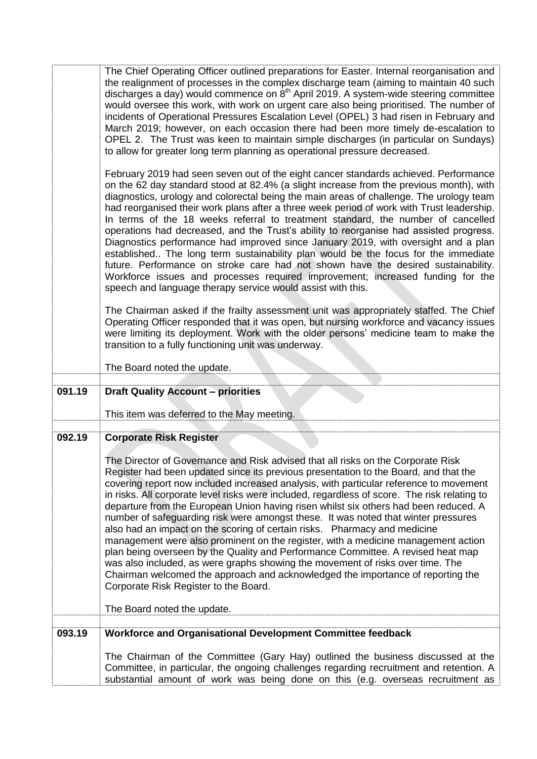| | |
|---|---|
| | The Chief Operating Officer outlined preparations for Easter. Internal reorganisation and the realignment of processes in the complex discharge team (aiming to maintain 40 such discharges a day) would commence on 8th April 2019. A system-wide steering committee would oversee this work, with work on urgent care also being prioritised. The number of incidents of Operational Pressures Escalation Level (OPEL) 3 had risen in February and March 2019; however, on each occasion there had been more timely de-escalation to OPEL 2. The Trust was keen to maintain simple discharges (in particular on Sundays) to allow for greater long term planning as operational pressure decreased.<br><br>February 2019 had seen seven out of the eight cancer standards achieved. Performance on the 62 day standard stood at 82.4% (a slight increase from the previous month), with diagnostics, urology and colorectal being the main areas of challenge. The urology team had reorganised their work plans after a three week period of work with Trust leadership. In terms of the 18 weeks referral to treatment standard, the number of cancelled operations had decreased, and the Trust's ability to reorganise had assisted progress. Diagnostics performance had improved since January 2019, with oversight and a plan established.. The long term sustainability plan would be the focus for the immediate future. Performance on stroke care had not shown have the desired sustainability. Workforce issues and processes required improvement; increased funding for the speech and language therapy service would assist with this.<br><br>The Chairman asked if the frailty assessment unit was appropriately staffed. The Chief Operating Officer responded that it was open, but nursing workforce and vacancy issues were limiting its deployment. Work with the older persons' medicine team to make the transition to a fully functioning unit was underway.<br><br>The Board noted the update. |
| | |
| **091.19** | **Draft Quality Account – priorities**<br><br>This item was deferred to the May meeting. |
| | |
| **092.19** | **Corporate Risk Register**<br><br>The Director of Governance and Risk advised that all risks on the Corporate Risk Register had been updated since its previous presentation to the Board, and that the covering report now included increased analysis, with particular reference to movement in risks. All corporate level risks were included, regardless of score. The risk relating to departure from the European Union having risen whilst six others had been reduced. A number of safeguarding risk were amongst these. It was noted that winter pressures also had an impact on the scoring of certain risks. Pharmacy and medicine management were also prominent on the register, with a medicine management action plan being overseen by the Quality and Performance Committee. A revised heat map was also included, as were graphs showing the movement of risks over time. The Chairman welcomed the approach and acknowledged the importance of reporting the Corporate Risk Register to the Board.<br><br>The Board noted the update. |
| | |
| **093.19** | **Workforce and Organisational Development Committee feedback**<br><br>The Chairman of the Committee (Gary Hay) outlined the business discussed at the Committee, in particular, the ongoing challenges regarding recruitment and retention. A substantial amount of work was being done on this (e.g. overseas recruitment as |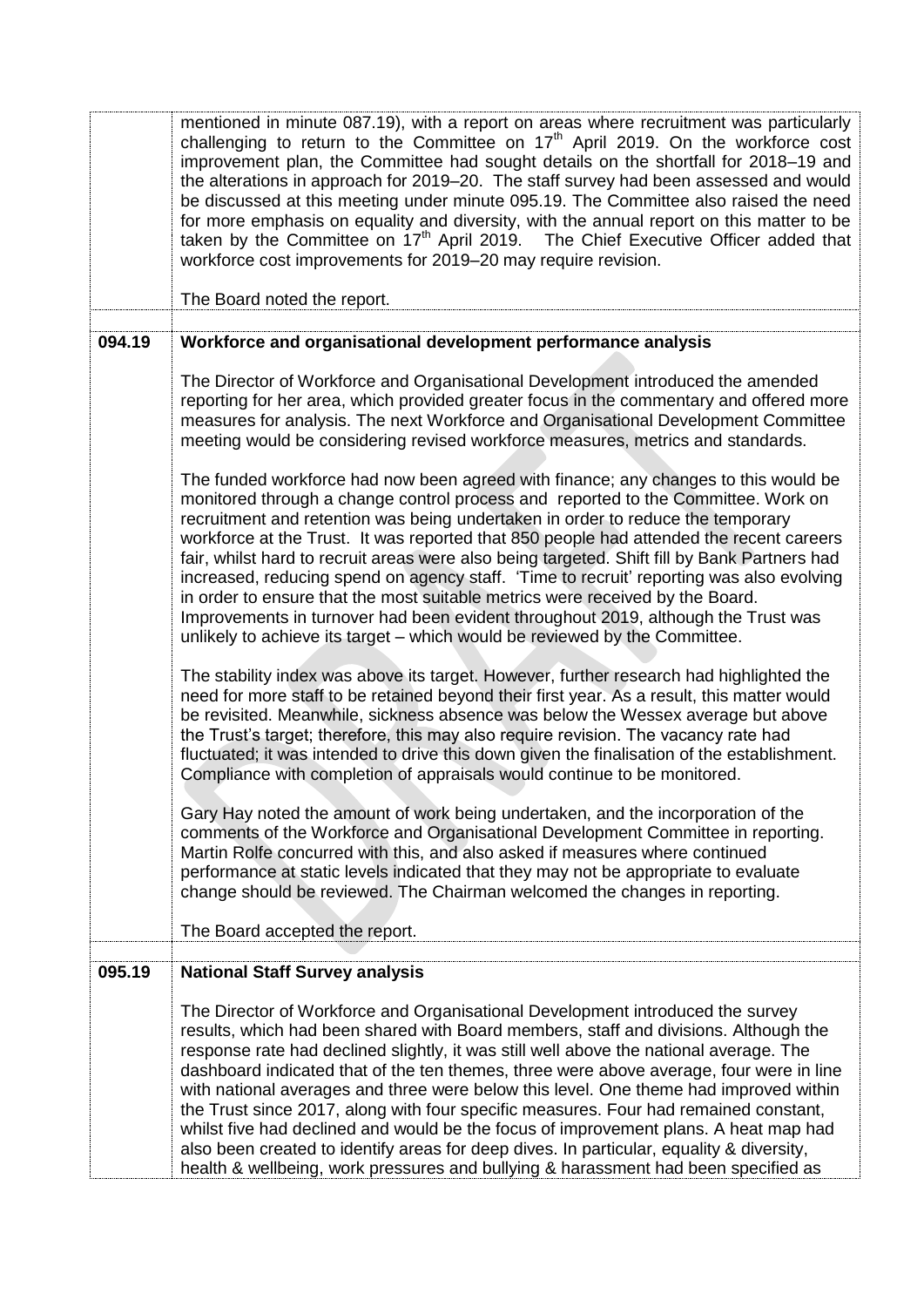| | |
|---|---|
| | mentioned in minute 087.19), with a report on areas where recruitment was particularly challenging to return to the Committee on 17th April 2019. On the workforce cost improvement plan, the Committee had sought details on the shortfall for 2018–19 and the alterations in approach for 2019–20. The staff survey had been assessed and would be discussed at this meeting under minute 095.19. The Committee also raised the need for more emphasis on equality and diversity, with the annual report on this matter to be taken by the Committee on 17th April 2019. The Chief Executive Officer added that workforce cost improvements for 2019–20 may require revision.<br><br>The Board noted the report. |
| **094.19** | **Workforce and organisational development performance analysis**<br><br>The Director of Workforce and Organisational Development introduced the amended reporting for her area, which provided greater focus in the commentary and offered more measures for analysis. The next Workforce and Organisational Development Committee meeting would be considering revised workforce measures, metrics and standards.<br><br>The funded workforce had now been agreed with finance; any changes to this would be monitored through a change control process and reported to the Committee. Work on recruitment and retention was being undertaken in order to reduce the temporary workforce at the Trust. It was reported that 850 people had attended the recent careers fair, whilst hard to recruit areas were also being targeted. Shift fill by Bank Partners had increased, reducing spend on agency staff. 'Time to recruit' reporting was also evolving in order to ensure that the most suitable metrics were received by the Board. Improvements in turnover had been evident throughout 2019, although the Trust was unlikely to achieve its target – which would be reviewed by the Committee.<br><br>The stability index was above its target. However, further research had highlighted the need for more staff to be retained beyond their first year. As a result, this matter would be revisited. Meanwhile, sickness absence was below the Wessex average but above the Trust's target; therefore, this may also require revision. The vacancy rate had fluctuated; it was intended to drive this down given the finalisation of the establishment. Compliance with completion of appraisals would continue to be monitored.<br><br>Gary Hay noted the amount of work being undertaken, and the incorporation of the comments of the Workforce and Organisational Development Committee in reporting. Martin Rolfe concurred with this, and also asked if measures where continued performance at static levels indicated that they may not be appropriate to evaluate change should be reviewed. The Chairman welcomed the changes in reporting.<br><br>The Board accepted the report. |
| **095.19** | **National Staff Survey analysis**<br><br>The Director of Workforce and Organisational Development introduced the survey results, which had been shared with Board members, staff and divisions. Although the response rate had declined slightly, it was still well above the national average. The dashboard indicated that of the ten themes, three were above average, four were in line with national averages and three were below this level. One theme had improved within the Trust since 2017, along with four specific measures. Four had remained constant, whilst five had declined and would be the focus of improvement plans. A heat map had also been created to identify areas for deep dives. In particular, equality & diversity, health & wellbeing, work pressures and bullying & harassment had been specified as |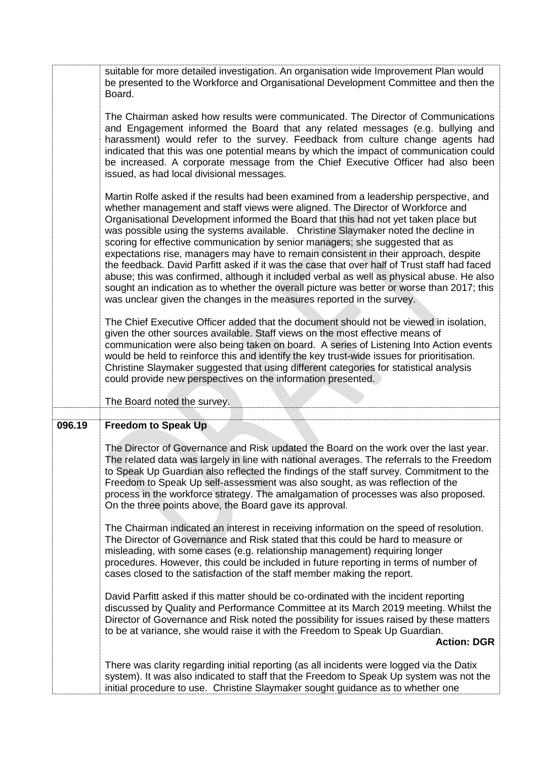suitable for more detailed investigation. An organisation wide Improvement Plan would be presented to the Workforce and Organisational Development Committee and then the Board.

The Chairman asked how results were communicated. The Director of Communications and Engagement informed the Board that any related messages (e.g. bullying and harassment) would refer to the survey. Feedback from culture change agents had indicated that this was one potential means by which the impact of communication could be increased. A corporate message from the Chief Executive Officer had also been issued, as had local divisional messages.

Martin Rolfe asked if the results had been examined from a leadership perspective, and whether management and staff views were aligned. The Director of Workforce and Organisational Development informed the Board that this had not yet taken place but was possible using the systems available. Christine Slaymaker noted the decline in scoring for effective communication by senior managers; she suggested that as expectations rise, managers may have to remain consistent in their approach, despite the feedback. David Parfitt asked if it was the case that over half of Trust staff had faced abuse; this was confirmed, although it included verbal as well as physical abuse. He also sought an indication as to whether the overall picture was better or worse than 2017; this was unclear given the changes in the measures reported in the survey.

The Chief Executive Officer added that the document should not be viewed in isolation, given the other sources available. Staff views on the most effective means of communication were also being taken on board. A series of Listening Into Action events would be held to reinforce this and identify the key trust-wide issues for prioritisation. Christine Slaymaker suggested that using different categories for statistical analysis could provide new perspectives on the information presented.

The Board noted the survey.

**096.19 Freedom to Speak Up**

The Director of Governance and Risk updated the Board on the work over the last year. The related data was largely in line with national averages. The referrals to the Freedom to Speak Up Guardian also reflected the findings of the staff survey. Commitment to the Freedom to Speak Up self-assessment was also sought, as was reflection of the process in the workforce strategy. The amalgamation of processes was also proposed. On the three points above, the Board gave its approval.

The Chairman indicated an interest in receiving information on the speed of resolution. The Director of Governance and Risk stated that this could be hard to measure or misleading, with some cases (e.g. relationship management) requiring longer procedures. However, this could be included in future reporting in terms of number of cases closed to the satisfaction of the staff member making the report.

David Parfitt asked if this matter should be co-ordinated with the incident reporting discussed by Quality and Performance Committee at its March 2019 meeting. Whilst the Director of Governance and Risk noted the possibility for issues raised by these matters to be at variance, she would raise it with the Freedom to Speak Up Guardian.

**Action: DGR**

There was clarity regarding initial reporting (as all incidents were logged via the Datix system). It was also indicated to staff that the Freedom to Speak Up system was not the initial procedure to use. Christine Slaymaker sought guidance as to whether one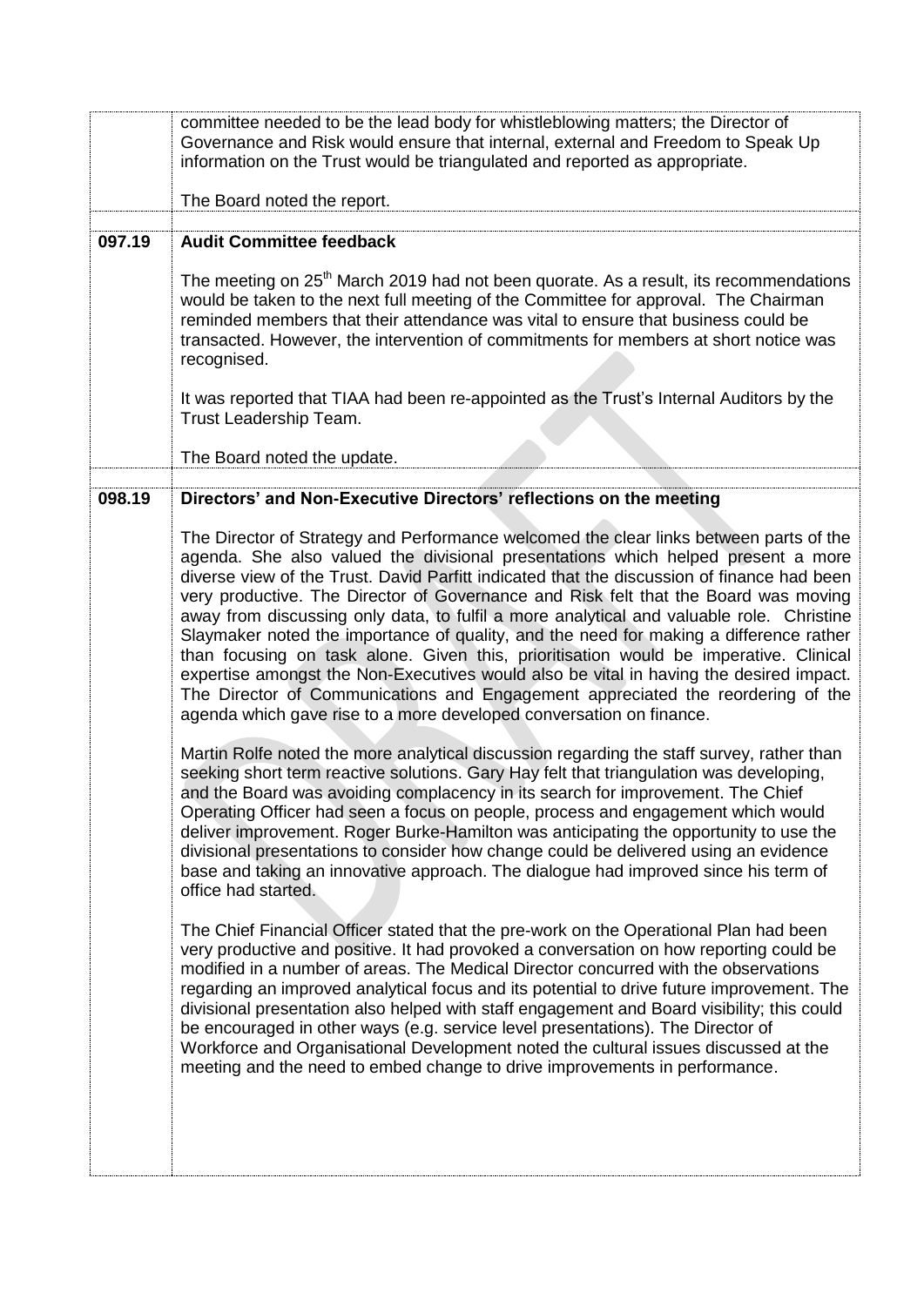| | |
|---|---|
| | committee needed to be the lead body for whistleblowing matters; the Director of Governance and Risk would ensure that internal, external and Freedom to Speak Up information on the Trust would be triangulated and reported as appropriate.<br><br>The Board noted the report. |
| **097.19** | **Audit Committee feedback**<br><br>The meeting on 25th March 2019 had not been quorate. As a result, its recommendations would be taken to the next full meeting of the Committee for approval. The Chairman reminded members that their attendance was vital to ensure that business could be transacted. However, the intervention of commitments for members at short notice was recognised.<br><br>It was reported that TIAA had been re-appointed as the Trust's Internal Auditors by the Trust Leadership Team.<br><br>The Board noted the update. |
| **098.19** | **Directors' and Non-Executive Directors' reflections on the meeting**<br><br>The Director of Strategy and Performance welcomed the clear links between parts of the agenda. She also valued the divisional presentations which helped present a more diverse view of the Trust. David Parfitt indicated that the discussion of finance had been very productive. The Director of Governance and Risk felt that the Board was moving away from discussing only data, to fulfil a more analytical and valuable role. Christine Slaymaker noted the importance of quality, and the need for making a difference rather than focusing on task alone. Given this, prioritisation would be imperative. Clinical expertise amongst the Non-Executives would also be vital in having the desired impact. The Director of Communications and Engagement appreciated the reordering of the agenda which gave rise to a more developed conversation on finance.<br><br>Martin Rolfe noted the more analytical discussion regarding the staff survey, rather than seeking short term reactive solutions. Gary Hay felt that triangulation was developing, and the Board was avoiding complacency in its search for improvement. The Chief Operating Officer had seen a focus on people, process and engagement which would deliver improvement. Roger Burke-Hamilton was anticipating the opportunity to use the divisional presentations to consider how change could be delivered using an evidence base and taking an innovative approach. The dialogue had improved since his term of office had started.<br><br>The Chief Financial Officer stated that the pre-work on the Operational Plan had been very productive and positive. It had provoked a conversation on how reporting could be modified in a number of areas. The Medical Director concurred with the observations regarding an improved analytical focus and its potential to drive future improvement. The divisional presentation also helped with staff engagement and Board visibility; this could be encouraged in other ways (e.g. service level presentations). The Director of Workforce and Organisational Development noted the cultural issues discussed at the meeting and the need to embed change to drive improvements in performance. |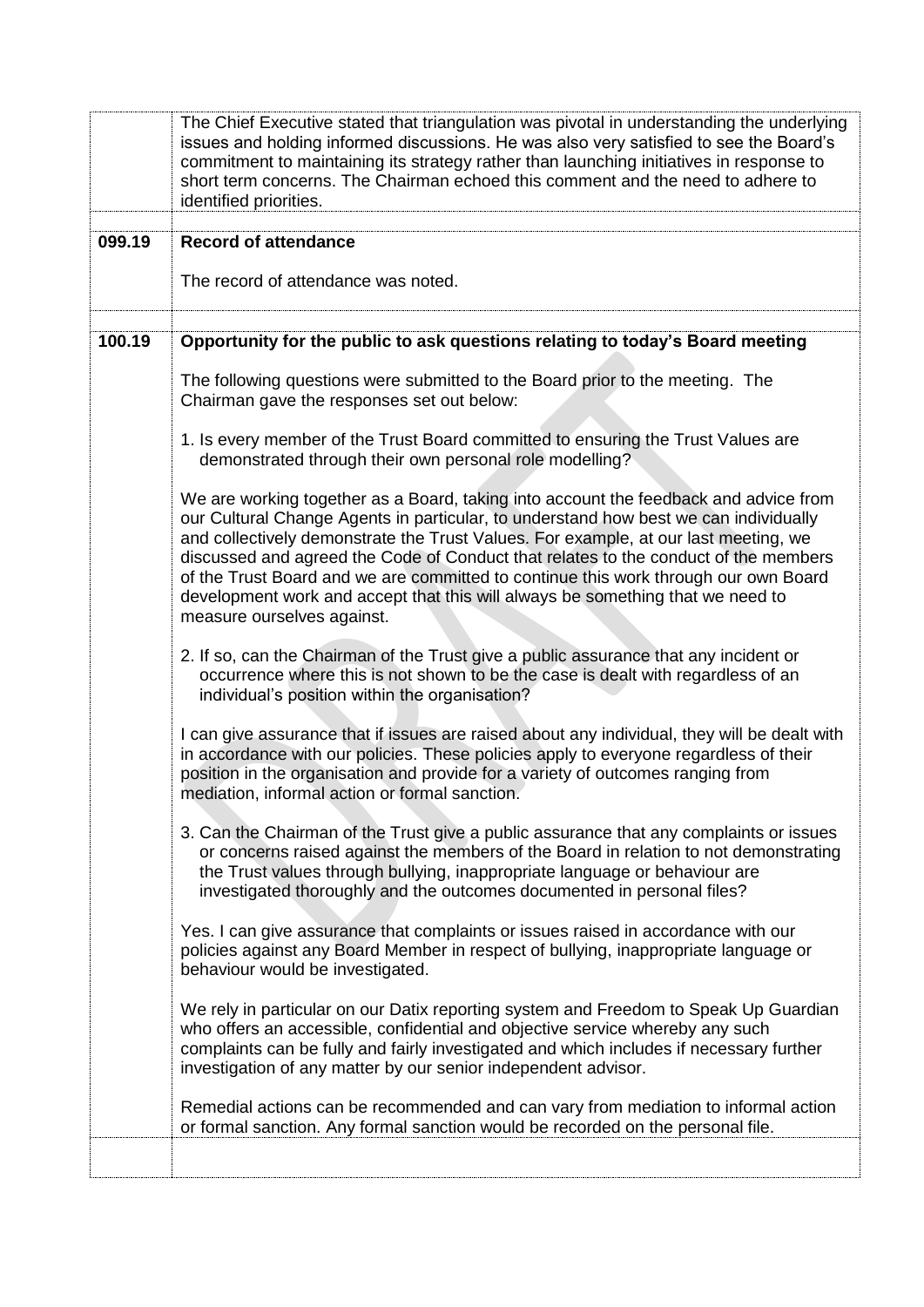The Chief Executive stated that triangulation was pivotal in understanding the underlying issues and holding informed discussions. He was also very satisfied to see the Board's commitment to maintaining its strategy rather than launching initiatives in response to short term concerns. The Chairman echoed this comment and the need to adhere to identified priorities.

**099.19 Record of attendance**

The record of attendance was noted.

**100.19 Opportunity for the public to ask questions relating to today's Board meeting**

The following questions were submitted to the Board prior to the meeting. The Chairman gave the responses set out below:

1. Is every member of the Trust Board committed to ensuring the Trust Values are demonstrated through their own personal role modelling?

We are working together as a Board, taking into account the feedback and advice from our Cultural Change Agents in particular, to understand how best we can individually and collectively demonstrate the Trust Values. For example, at our last meeting, we discussed and agreed the Code of Conduct that relates to the conduct of the members of the Trust Board and we are committed to continue this work through our own Board development work and accept that this will always be something that we need to measure ourselves against.

2. If so, can the Chairman of the Trust give a public assurance that any incident or occurrence where this is not shown to be the case is dealt with regardless of an individual's position within the organisation?

I can give assurance that if issues are raised about any individual, they will be dealt with in accordance with our policies. These policies apply to everyone regardless of their position in the organisation and provide for a variety of outcomes ranging from mediation, informal action or formal sanction.

3. Can the Chairman of the Trust give a public assurance that any complaints or issues or concerns raised against the members of the Board in relation to not demonstrating the Trust values through bullying, inappropriate language or behaviour are investigated thoroughly and the outcomes documented in personal files?

Yes. I can give assurance that complaints or issues raised in accordance with our policies against any Board Member in respect of bullying, inappropriate language or behaviour would be investigated.

We rely in particular on our Datix reporting system and Freedom to Speak Up Guardian who offers an accessible, confidential and objective service whereby any such complaints can be fully and fairly investigated and which includes if necessary further investigation of any matter by our senior independent advisor.

Remedial actions can be recommended and can vary from mediation to informal action or formal sanction. Any formal sanction would be recorded on the personal file.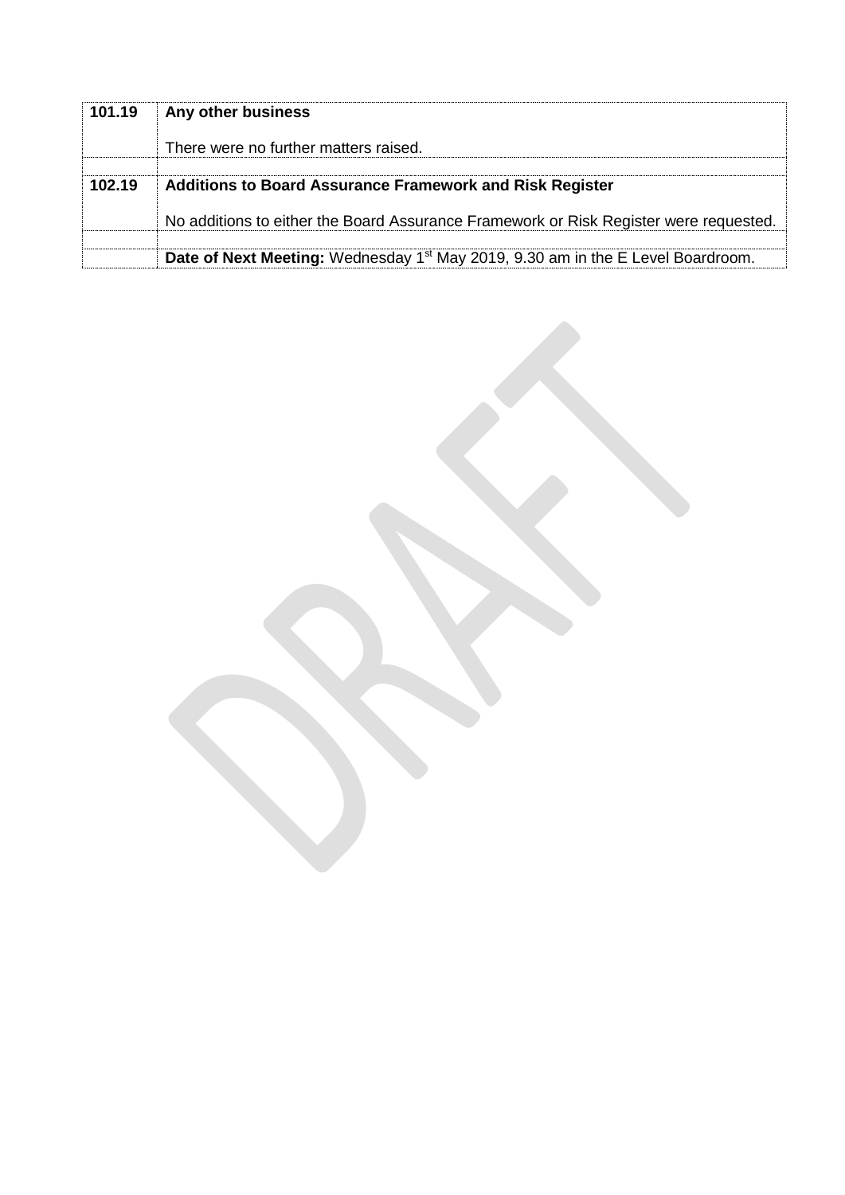| | |
|---|---|
| **101.19** | **Any other business**<br><br>There were no further matters raised. |
| | |
| **102.19** | **Additions to Board Assurance Framework and Risk Register**<br><br>No additions to either the Board Assurance Framework or Risk Register were requested. |
| | |
| | **Date of Next Meeting:** Wednesday 1st May 2019, 9.30 am in the E Level Boardroom. |

DRAFT